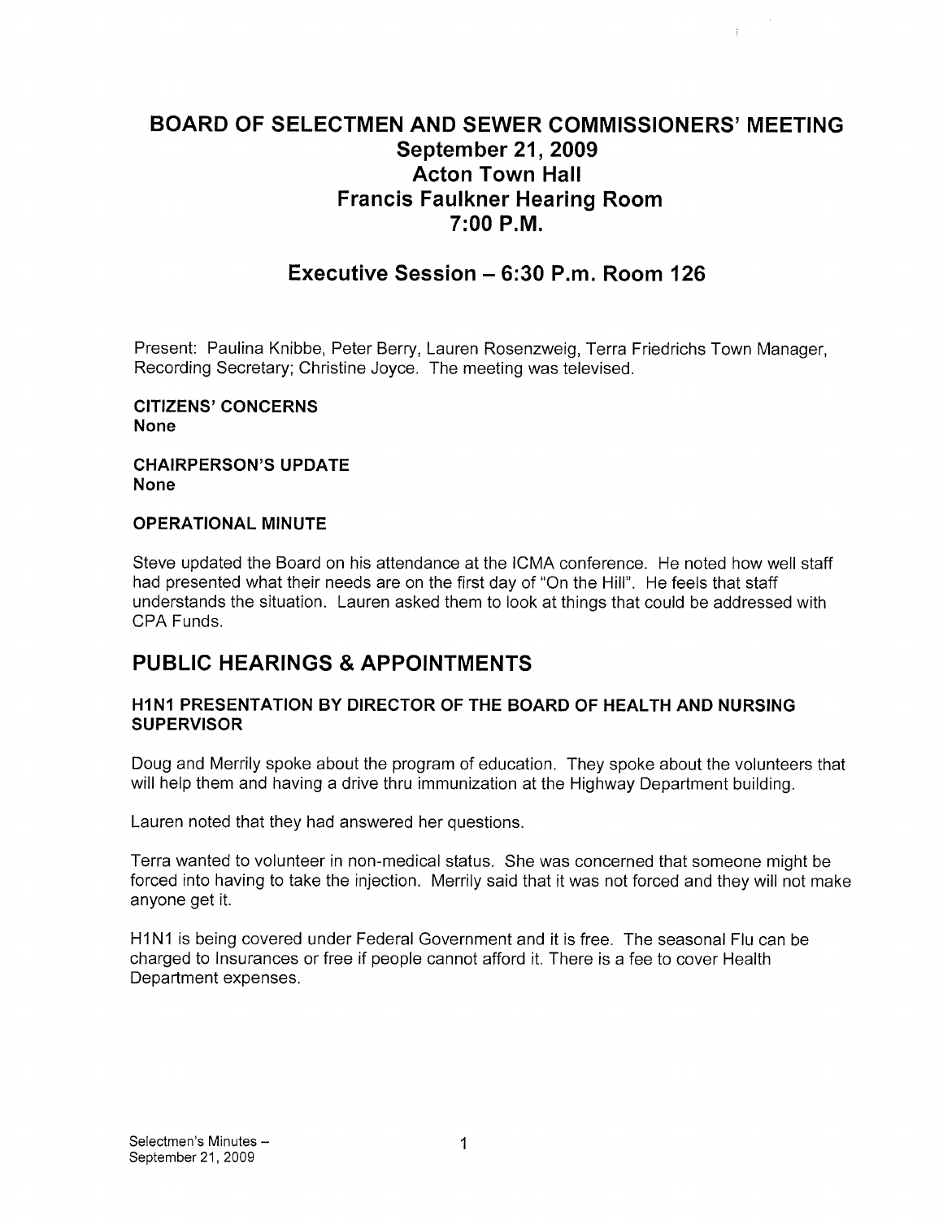# BOARD OF SELECTMEN AND SEWER COMMISSIONERS' MEETING
## September 21, 2009
## Acton Town Hall
## Francis Faulkner Hearing Room
## 7:00 P.M.

## Executive Session – 6:30 P.m. Room 126

Present: Paulina Knibbe, Peter Berry, Lauren Rosenzweig, Terra Friedrichs Town Manager, Recording Secretary; Christine Joyce. The meeting was televised.

**CITIZENS' CONCERNS**
**None**

**CHAIRPERSON'S UPDATE**
**None**

**OPERATIONAL MINUTE**

Steve updated the Board on his attendance at the ICMA conference. He noted how well staff had presented what their needs are on the first day of "On the Hill". He feels that staff understands the situation. Lauren asked them to look at things that could be addressed with CPA Funds.

## PUBLIC HEARINGS & APPOINTMENTS

**H1N1 PRESENTATION BY DIRECTOR OF THE BOARD OF HEALTH AND NURSING SUPERVISOR**

Doug and Merrily spoke about the program of education. They spoke about the volunteers that will help them and having a drive thru immunization at the Highway Department building.

Lauren noted that they had answered her questions.

Terra wanted to volunteer in non-medical status. She was concerned that someone might be forced into having to take the injection. Merrily said that it was not forced and they will not make anyone get it.

H1N1 is being covered under Federal Government and it is free. The seasonal Flu can be charged to Insurances or free if people cannot afford it. There is a fee to cover Health Department expenses.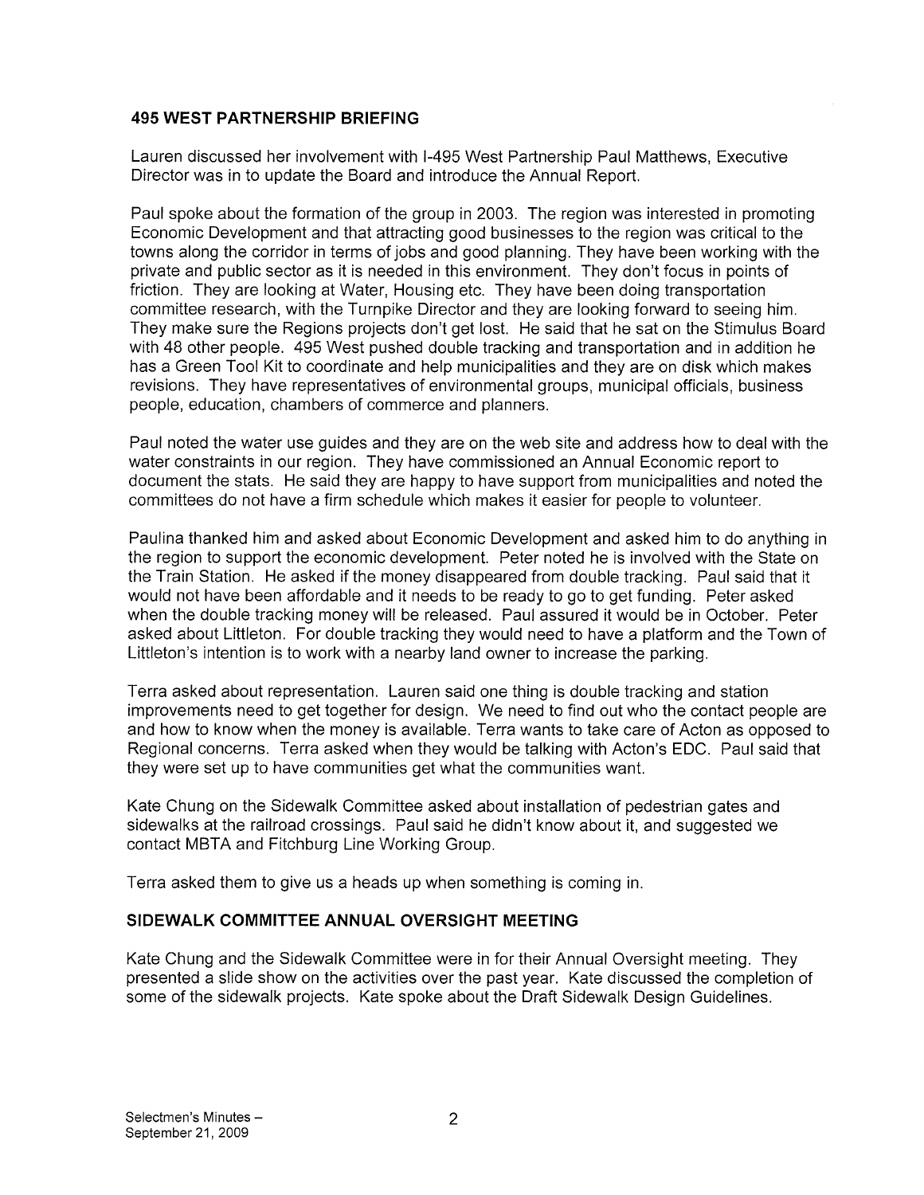## 495 WEST PARTNERSHIP BRIEFING

Lauren discussed her involvement with I-495 West Partnership Paul Matthews, Executive Director was in to update the Board and introduce the Annual Report.

Paul spoke about the formation of the group in 2003. The region was interested in promoting Economic Development and that attracting good businesses to the region was critical to the towns along the corridor in terms of jobs and good planning. They have been working with the private and public sector as it is needed in this environment. They don't focus in points of friction. They are looking at Water, Housing etc. They have been doing transportation committee research, with the Turnpike Director and they are looking forward to seeing him. They make sure the Regions projects don't get lost. He said that he sat on the Stimulus Board with 48 other people. 495 West pushed double tracking and transportation and in addition he has a Green Tool Kit to coordinate and help municipalities and they are on disk which makes revisions. They have representatives of environmental groups, municipal officials, business people, education, chambers of commerce and planners.

Paul noted the water use guides and they are on the web site and address how to deal with the water constraints in our region. They have commissioned an Annual Economic report to document the stats. He said they are happy to have support from municipalities and noted the committees do not have a firm schedule which makes it easier for people to volunteer.

Paulina thanked him and asked about Economic Development and asked him to do anything in the region to support the economic development. Peter noted he is involved with the State on the Train Station. He asked if the money disappeared from double tracking. Paul said that it would not have been affordable and it needs to be ready to go to get funding. Peter asked when the double tracking money will be released. Paul assured it would be in October. Peter asked about Littleton. For double tracking they would need to have a platform and the Town of Littleton's intention is to work with a nearby land owner to increase the parking.

Terra asked about representation. Lauren said one thing is double tracking and station improvements need to get together for design. We need to find out who the contact people are and how to know when the money is available. Terra wants to take care of Acton as opposed to Regional concerns. Terra asked when they would be talking with Acton's EDC. Paul said that they were set up to have communities get what the communities want.

Kate Chung on the Sidewalk Committee asked about installation of pedestrian gates and sidewalks at the railroad crossings. Paul said he didn't know about it, and suggested we contact MBTA and Fitchburg Line Working Group.

Terra asked them to give us a heads up when something is coming in.

## SIDEWALK COMMITTEE ANNUAL OVERSIGHT MEETING

Kate Chung and the Sidewalk Committee were in for their Annual Oversight meeting. They presented a slide show on the activities over the past year. Kate discussed the completion of some of the sidewalk projects. Kate spoke about the Draft Sidewalk Design Guidelines.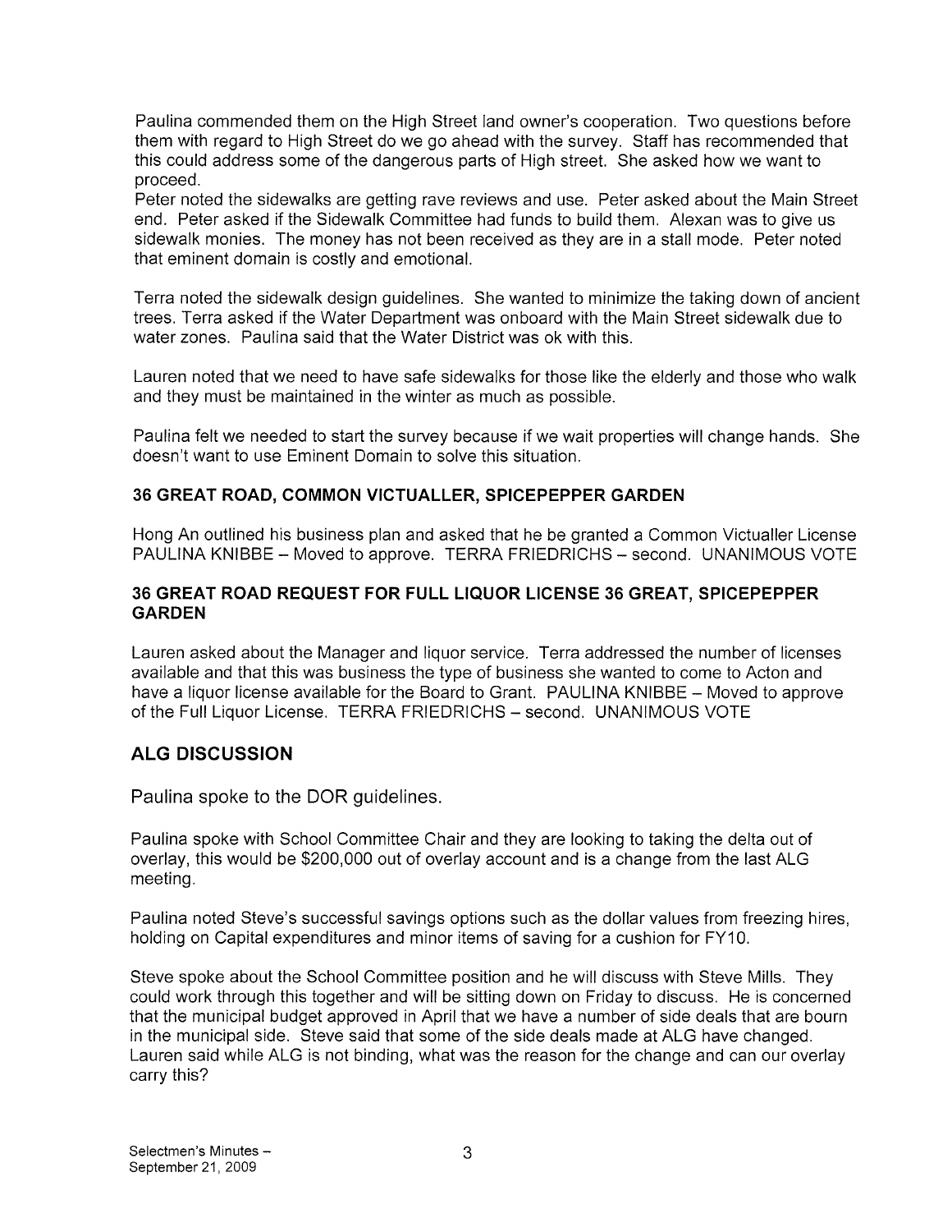Paulina commended them on the High Street land owner's cooperation. Two questions before them with regard to High Street do we go ahead with the survey. Staff has recommended that this could address some of the dangerous parts of High street. She asked how we want to proceed.

Peter noted the sidewalks are getting rave reviews and use. Peter asked about the Main Street end. Peter asked if the Sidewalk Committee had funds to build them. Alexan was to give us sidewalk monies. The money has not been received as they are in a stall mode. Peter noted that eminent domain is costly and emotional.

Terra noted the sidewalk design guidelines. She wanted to minimize the taking down of ancient trees. Terra asked if the Water Department was onboard with the Main Street sidewalk due to water zones. Paulina said that the Water District was ok with this.

Lauren noted that we need to have safe sidewalks for those like the elderly and those who walk and they must be maintained in the winter as much as possible.

Paulina felt we needed to start the survey because if we wait properties will change hands. She doesn't want to use Eminent Domain to solve this situation.

### 36 GREAT ROAD, COMMON VICTUALLER, SPICEPEPPER GARDEN

Hong An outlined his business plan and asked that he be granted a Common Victualler License PAULINA KNIBBE – Moved to approve. TERRA FRIEDRICHS – second. UNANIMOUS VOTE

### 36 GREAT ROAD REQUEST FOR FULL LIQUOR LICENSE 36 GREAT, SPICEPEPPER GARDEN

Lauren asked about the Manager and liquor service. Terra addressed the number of licenses available and that this was business the type of business she wanted to come to Acton and have a liquor license available for the Board to Grant. PAULINA KNIBBE – Moved to approve of the Full Liquor License. TERRA FRIEDRICHS – second. UNANIMOUS VOTE

## ALG DISCUSSION

Paulina spoke to the DOR guidelines.

Paulina spoke with School Committee Chair and they are looking to taking the delta out of overlay, this would be $200,000 out of overlay account and is a change from the last ALG meeting.

Paulina noted Steve's successful savings options such as the dollar values from freezing hires, holding on Capital expenditures and minor items of saving for a cushion for FY10.

Steve spoke about the School Committee position and he will discuss with Steve Mills. They could work through this together and will be sitting down on Friday to discuss. He is concerned that the municipal budget approved in April that we have a number of side deals that are bourn in the municipal side. Steve said that some of the side deals made at ALG have changed. Lauren said while ALG is not binding, what was the reason for the change and can our overlay carry this?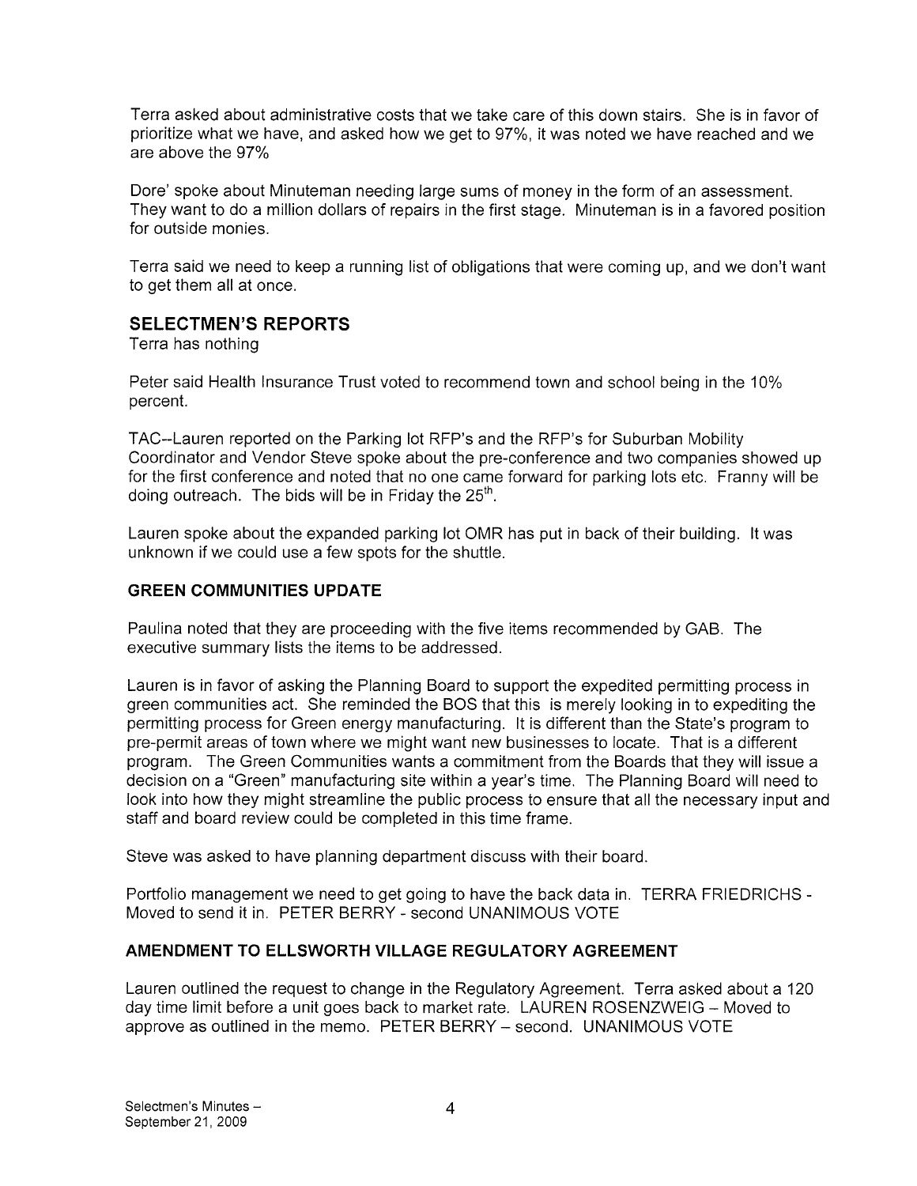Terra asked about administrative costs that we take care of this down stairs. She is in favor of prioritize what we have, and asked how we get to 97%, it was noted we have reached and we are above the 97%

Dore' spoke about Minuteman needing large sums of money in the form of an assessment. They want to do a million dollars of repairs in the first stage. Minuteman is in a favored position for outside monies.

Terra said we need to keep a running list of obligations that were coming up, and we don't want to get them all at once.

## SELECTMEN'S REPORTS

Terra has nothing

Peter said Health Insurance Trust voted to recommend town and school being in the 10% percent.

TAC--Lauren reported on the Parking lot RFP's and the RFP's for Suburban Mobility Coordinator and Vendor Steve spoke about the pre-conference and two companies showed up for the first conference and noted that no one came forward for parking lots etc. Franny will be doing outreach. The bids will be in Friday the 25th.

Lauren spoke about the expanded parking lot OMR has put in back of their building. It was unknown if we could use a few spots for the shuttle.

### GREEN COMMUNITIES UPDATE

Paulina noted that they are proceeding with the five items recommended by GAB. The executive summary lists the items to be addressed.

Lauren is in favor of asking the Planning Board to support the expedited permitting process in green communities act. She reminded the BOS that this is merely looking in to expediting the permitting process for Green energy manufacturing. It is different than the State's program to pre-permit areas of town where we might want new businesses to locate. That is a different program. The Green Communities wants a commitment from the Boards that they will issue a decision on a "Green" manufacturing site within a year's time. The Planning Board will need to look into how they might streamline the public process to ensure that all the necessary input and staff and board review could be completed in this time frame.

Steve was asked to have planning department discuss with their board.

Portfolio management we need to get going to have the back data in. TERRA FRIEDRICHS - Moved to send it in. PETER BERRY - second UNANIMOUS VOTE

### AMENDMENT TO ELLSWORTH VILLAGE REGULATORY AGREEMENT

Lauren outlined the request to change in the Regulatory Agreement. Terra asked about a 120 day time limit before a unit goes back to market rate. LAUREN ROSENZWEIG – Moved to approve as outlined in the memo. PETER BERRY – second. UNANIMOUS VOTE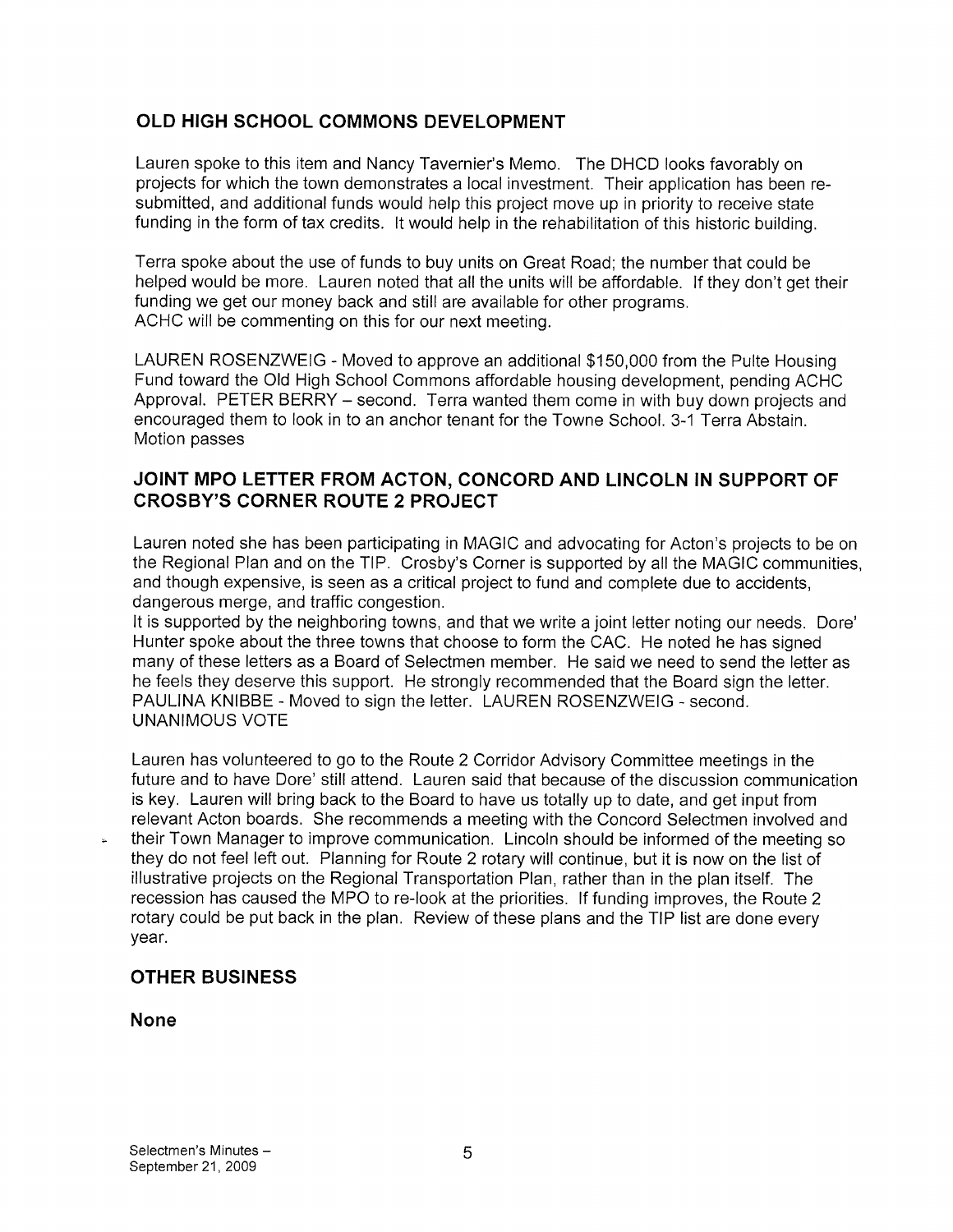## OLD HIGH SCHOOL COMMONS DEVELOPMENT

Lauren spoke to this item and Nancy Tavernier's Memo. The DHCD looks favorably on projects for which the town demonstrates a local investment. Their application has been re-submitted, and additional funds would help this project move up in priority to receive state funding in the form of tax credits. It would help in the rehabilitation of this historic building.

Terra spoke about the use of funds to buy units on Great Road; the number that could be helped would be more. Lauren noted that all the units will be affordable. If they don't get their funding we get our money back and still are available for other programs.
ACHC will be commenting on this for our next meeting.

LAUREN ROSENZWEIG - Moved to approve an additional $150,000 from the Pulte Housing Fund toward the Old High School Commons affordable housing development, pending ACHC Approval. PETER BERRY – second. Terra wanted them come in with buy down projects and encouraged them to look in to an anchor tenant for the Towne School. 3-1 Terra Abstain. Motion passes

## JOINT MPO LETTER FROM ACTON, CONCORD AND LINCOLN IN SUPPORT OF CROSBY'S CORNER ROUTE 2 PROJECT

Lauren noted she has been participating in MAGIC and advocating for Acton's projects to be on the Regional Plan and on the TIP. Crosby's Corner is supported by all the MAGIC communities, and though expensive, is seen as a critical project to fund and complete due to accidents, dangerous merge, and traffic congestion.
It is supported by the neighboring towns, and that we write a joint letter noting our needs. Dore' Hunter spoke about the three towns that choose to form the CAC. He noted he has signed many of these letters as a Board of Selectmen member. He said we need to send the letter as he feels they deserve this support. He strongly recommended that the Board sign the letter.
PAULINA KNIBBE - Moved to sign the letter. LAUREN ROSENZWEIG - second.
UNANIMOUS VOTE

Lauren has volunteered to go to the Route 2 Corridor Advisory Committee meetings in the future and to have Dore' still attend. Lauren said that because of the discussion communication is key. Lauren will bring back to the Board to have us totally up to date, and get input from relevant Acton boards. She recommends a meeting with the Concord Selectmen involved and their Town Manager to improve communication. Lincoln should be informed of the meeting so they do not feel left out. Planning for Route 2 rotary will continue, but it is now on the list of illustrative projects on the Regional Transportation Plan, rather than in the plan itself. The recession has caused the MPO to re-look at the priorities. If funding improves, the Route 2 rotary could be put back in the plan. Review of these plans and the TIP list are done every year.

## OTHER BUSINESS

**None**

Selectmen's Minutes –
September 21, 2009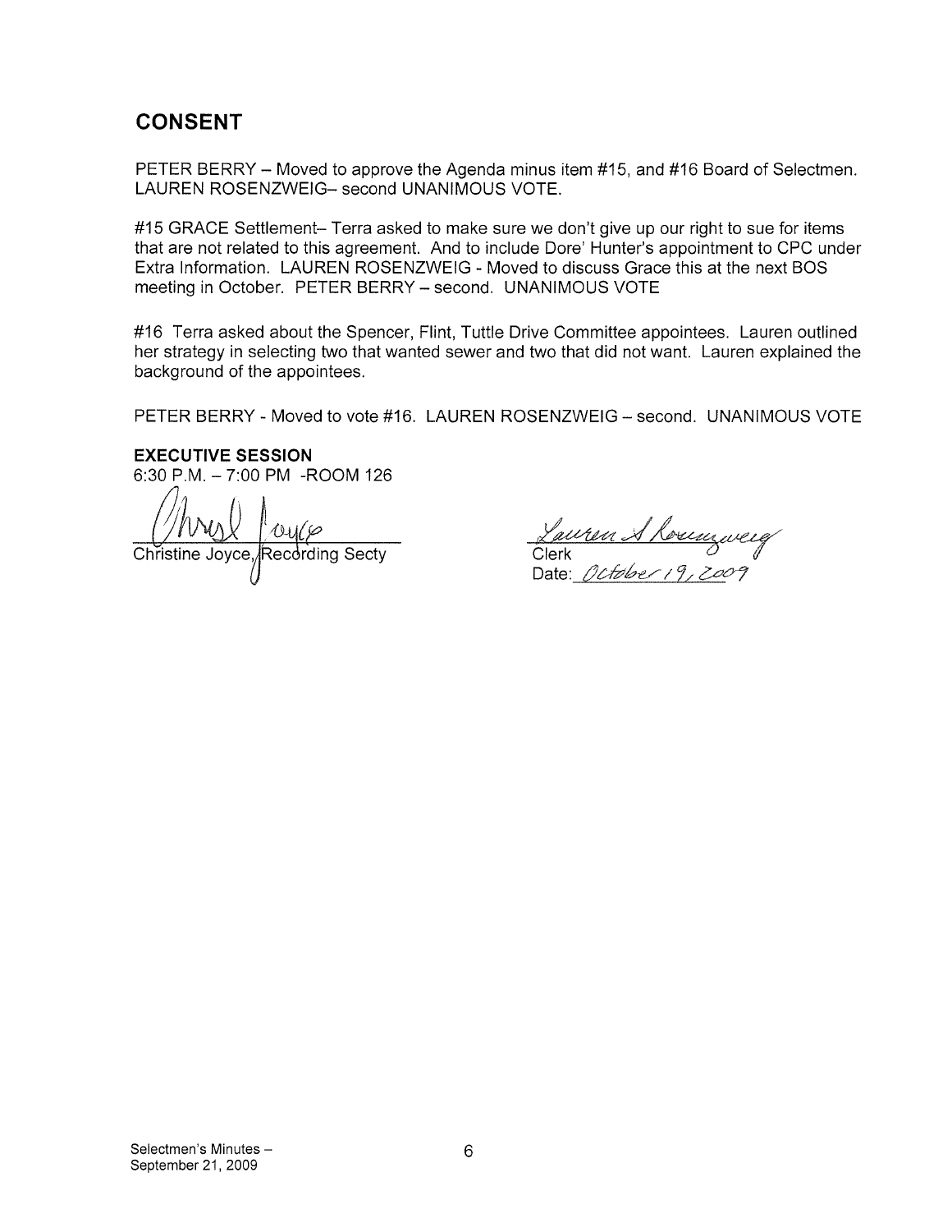## CONSENT

PETER BERRY – Moved to approve the Agenda minus item #15, and #16 Board of Selectmen. LAUREN ROSENZWEIG– second UNANIMOUS VOTE.

#15 GRACE Settlement– Terra asked to make sure we don't give up our right to sue for items that are not related to this agreement. And to include Dore' Hunter's appointment to CPC under Extra Information. LAUREN ROSENZWEIG - Moved to discuss Grace this at the next BOS meeting in October. PETER BERRY – second. UNANIMOUS VOTE

#16 Terra asked about the Spencer, Flint, Tuttle Drive Committee appointees. Lauren outlined her strategy in selecting two that wanted sewer and two that did not want. Lauren explained the background of the appointees.

PETER BERRY - Moved to vote #16. LAUREN ROSENZWEIG – second. UNANIMOUS VOTE

**EXECUTIVE SESSION**
6:30 P.M. – 7:00 PM -ROOM 126

Christine Joyce, Recording Secty

Lauren S Rosenzweig
Clerk
Date: October 19, 2009